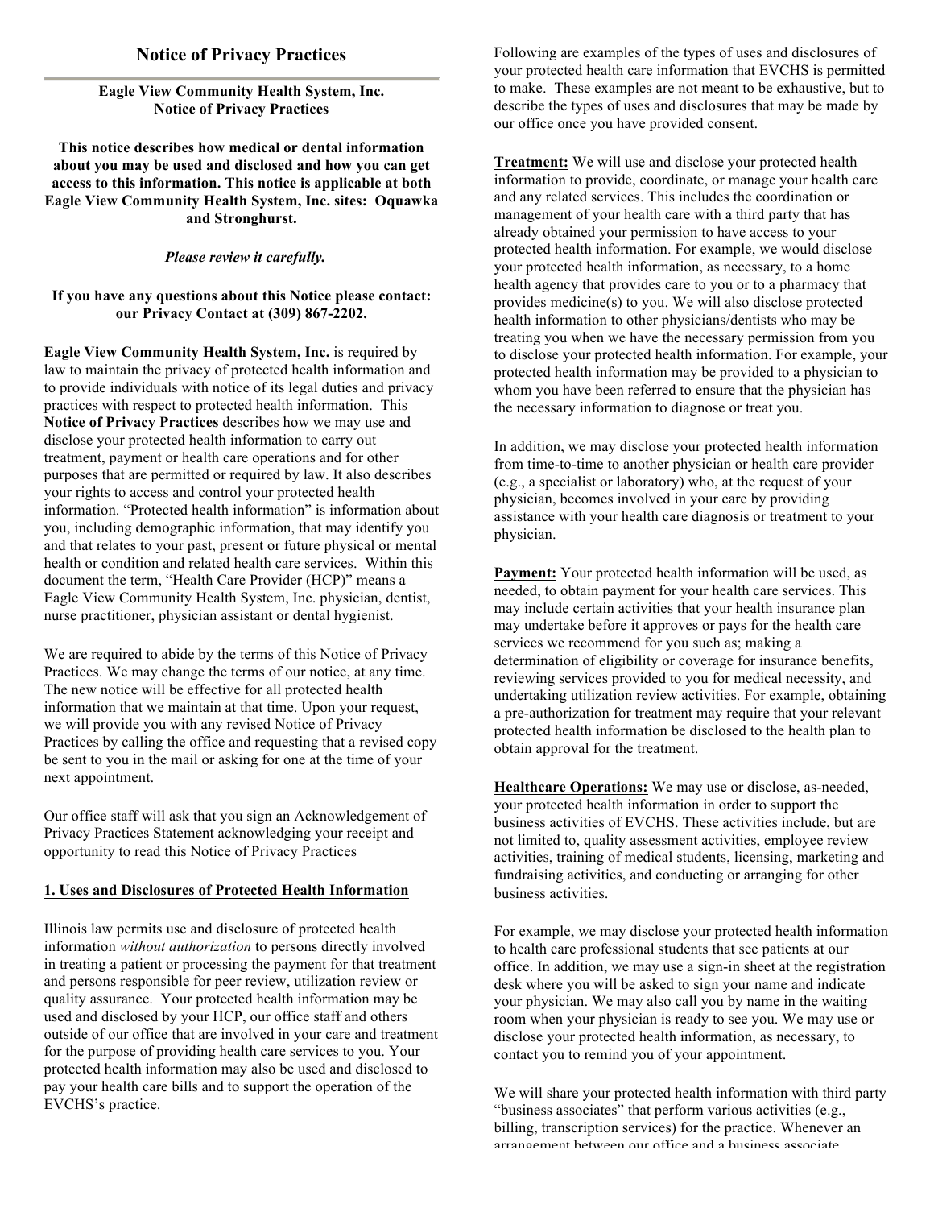# Notice of Privacy Practices

**Eagle View Community Health System, Inc.**
**Notice of Privacy Practices**

**This notice describes how medical or dental information about you may be used and disclosed and how you can get access to this information. This notice is applicable at both Eagle View Community Health System, Inc. sites: Oquawka and Stronghurst.**

***Please review it carefully.***

**If you have any questions about this Notice please contact: our Privacy Contact at (309) 867-2202.**

**Eagle View Community Health System, Inc.** is required by law to maintain the privacy of protected health information and to provide individuals with notice of its legal duties and privacy practices with respect to protected health information. This **Notice of Privacy Practices** describes how we may use and disclose your protected health information to carry out treatment, payment or health care operations and for other purposes that are permitted or required by law. It also describes your rights to access and control your protected health information. "Protected health information" is information about you, including demographic information, that may identify you and that relates to your past, present or future physical or mental health or condition and related health care services. Within this document the term, "Health Care Provider (HCP)" means a Eagle View Community Health System, Inc. physician, dentist, nurse practitioner, physician assistant or dental hygienist.

We are required to abide by the terms of this Notice of Privacy Practices. We may change the terms of our notice, at any time. The new notice will be effective for all protected health information that we maintain at that time. Upon your request, we will provide you with any revised Notice of Privacy Practices by calling the office and requesting that a revised copy be sent to you in the mail or asking for one at the time of your next appointment.

Our office staff will ask that you sign an Acknowledgement of Privacy Practices Statement acknowledging your receipt and opportunity to read this Notice of Privacy Practices

## 1. Uses and Disclosures of Protected Health Information

Illinois law permits use and disclosure of protected health information *without authorization* to persons directly involved in treating a patient or processing the payment for that treatment and persons responsible for peer review, utilization review or quality assurance. Your protected health information may be used and disclosed by your HCP, our office staff and others outside of our office that are involved in your care and treatment for the purpose of providing health care services to you. Your protected health information may also be used and disclosed to pay your health care bills and to support the operation of the EVCHS's practice.

Following are examples of the types of uses and disclosures of your protected health care information that EVCHS is permitted to make. These examples are not meant to be exhaustive, but to describe the types of uses and disclosures that may be made by our office once you have provided consent.

**Treatment:** We will use and disclose your protected health information to provide, coordinate, or manage your health care and any related services. This includes the coordination or management of your health care with a third party that has already obtained your permission to have access to your protected health information. For example, we would disclose your protected health information, as necessary, to a home health agency that provides care to you or to a pharmacy that provides medicine(s) to you. We will also disclose protected health information to other physicians/dentists who may be treating you when we have the necessary permission from you to disclose your protected health information. For example, your protected health information may be provided to a physician to whom you have been referred to ensure that the physician has the necessary information to diagnose or treat you.

In addition, we may disclose your protected health information from time-to-time to another physician or health care provider (e.g., a specialist or laboratory) who, at the request of your physician, becomes involved in your care by providing assistance with your health care diagnosis or treatment to your physician.

**Payment:** Your protected health information will be used, as needed, to obtain payment for your health care services. This may include certain activities that your health insurance plan may undertake before it approves or pays for the health care services we recommend for you such as; making a determination of eligibility or coverage for insurance benefits, reviewing services provided to you for medical necessity, and undertaking utilization review activities. For example, obtaining a pre-authorization for treatment may require that your relevant protected health information be disclosed to the health plan to obtain approval for the treatment.

**Healthcare Operations:** We may use or disclose, as-needed, your protected health information in order to support the business activities of EVCHS. These activities include, but are not limited to, quality assessment activities, employee review activities, training of medical students, licensing, marketing and fundraising activities, and conducting or arranging for other business activities.

For example, we may disclose your protected health information to health care professional students that see patients at our office. In addition, we may use a sign-in sheet at the registration desk where you will be asked to sign your name and indicate your physician. We may also call you by name in the waiting room when your physician is ready to see you. We may use or disclose your protected health information, as necessary, to contact you to remind you of your appointment.

We will share your protected health information with third party "business associates" that perform various activities (e.g., billing, transcription services) for the practice. Whenever an arrangement between our office and a business associate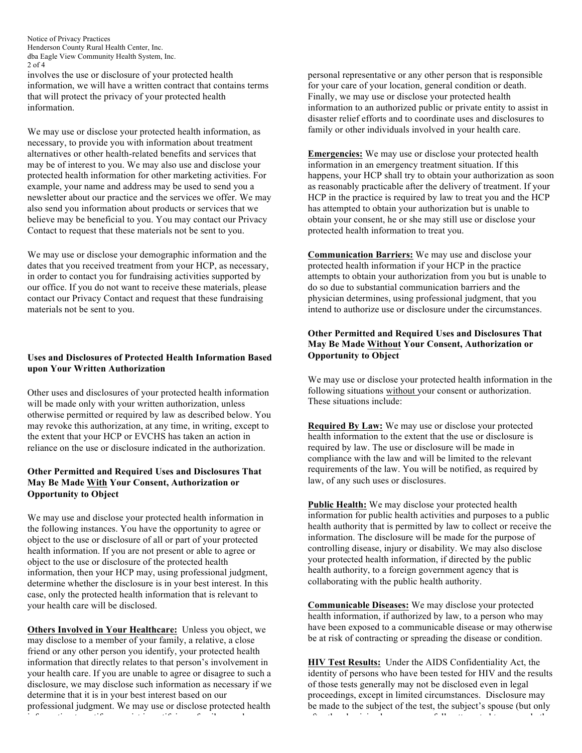involves the use or disclosure of your protected health information, we will have a written contract that contains terms that will protect the privacy of your protected health information.

We may use or disclose your protected health information, as necessary, to provide you with information about treatment alternatives or other health-related benefits and services that may be of interest to you. We may also use and disclose your protected health information for other marketing activities. For example, your name and address may be used to send you a newsletter about our practice and the services we offer. We may also send you information about products or services that we believe may be beneficial to you. You may contact our Privacy Contact to request that these materials not be sent to you.

We may use or disclose your demographic information and the dates that you received treatment from your HCP, as necessary, in order to contact you for fundraising activities supported by our office. If you do not want to receive these materials, please contact our Privacy Contact and request that these fundraising materials not be sent to you.

**Uses and Disclosures of Protected Health Information Based upon Your Written Authorization**

Other uses and disclosures of your protected health information will be made only with your written authorization, unless otherwise permitted or required by law as described below. You may revoke this authorization, at any time, in writing, except to the extent that your HCP or EVCHS has taken an action in reliance on the use or disclosure indicated in the authorization.

**Other Permitted and Required Uses and Disclosures That May Be Made <u>With</u> Your Consent, Authorization or Opportunity to Object**

We may use and disclose your protected health information in the following instances. You have the opportunity to agree or object to the use or disclosure of all or part of your protected health information. If you are not present or able to agree or object to the use or disclosure of the protected health information, then your HCP may, using professional judgment, determine whether the disclosure is in your best interest. In this case, only the protected health information that is relevant to your health care will be disclosed.

**<u>Others Involved in Your Healthcare:</u>** Unless you object, we may disclose to a member of your family, a relative, a close friend or any other person you identify, your protected health information that directly relates to that person's involvement in your health care. If you are unable to agree or disagree to such a disclosure, we may disclose such information as necessary if we determine that it is in your best interest based on our professional judgment. We may use or disclose protected health information to notify or assist in notifying a family member, personal representative or any other person that is responsible for your care of your location, general condition or death. Finally, we may use or disclose your protected health information to an authorized public or private entity to assist in disaster relief efforts and to coordinate uses and disclosures to family or other individuals involved in your health care.

**<u>Emergencies:</u>** We may use or disclose your protected health information in an emergency treatment situation. If this happens, your HCP shall try to obtain your authorization as soon as reasonably practicable after the delivery of treatment. If your HCP in the practice is required by law to treat you and the HCP has attempted to obtain your authorization but is unable to obtain your consent, he or she may still use or disclose your protected health information to treat you.

**<u>Communication Barriers:</u>** We may use and disclose your protected health information if your HCP in the practice attempts to obtain your authorization from you but is unable to do so due to substantial communication barriers and the physician determines, using professional judgment, that you intend to authorize use or disclosure under the circumstances.

**Other Permitted and Required Uses and Disclosures That May Be Made <u>Without</u> Your Consent, Authorization or Opportunity to Object**

We may use or disclose your protected health information in the following situations <u>without</u> your consent or authorization. These situations include:

**<u>Required By Law:</u>** We may use or disclose your protected health information to the extent that the use or disclosure is required by law. The use or disclosure will be made in compliance with the law and will be limited to the relevant requirements of the law. You will be notified, as required by law, of any such uses or disclosures.

**<u>Public Health:</u>** We may disclose your protected health information for public health activities and purposes to a public health authority that is permitted by law to collect or receive the information. The disclosure will be made for the purpose of controlling disease, injury or disability. We may also disclose your protected health information, if directed by the public health authority, to a foreign government agency that is collaborating with the public health authority.

**<u>Communicable Diseases:</u>** We may disclose your protected health information, if authorized by law, to a person who may have been exposed to a communicable disease or may otherwise be at risk of contracting or spreading the disease or condition.

**<u>HIV Test Results:</u>** Under the AIDS Confidentiality Act, the identity of persons who have been tested for HIV and the results of those tests generally may not be disclosed even in legal proceedings, except in limited circumstances. Disclosure may be made to the subject of the test, the subject's spouse (but only after the physician has unsuccessfully attempted to persuade the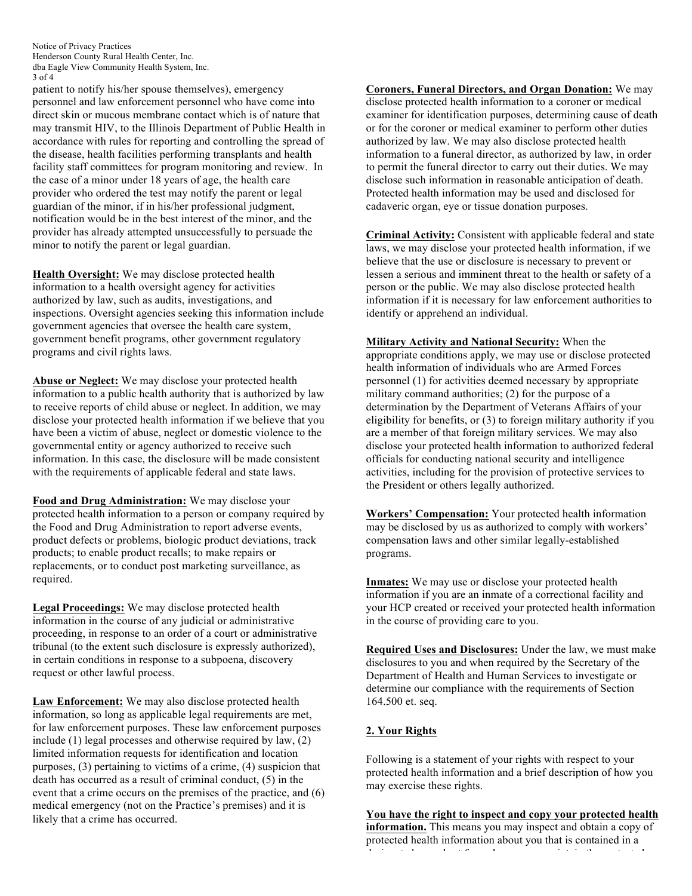patient to notify his/her spouse themselves), emergency personnel and law enforcement personnel who have come into direct skin or mucous membrane contact which is of nature that may transmit HIV, to the Illinois Department of Public Health in accordance with rules for reporting and controlling the spread of the disease, health facilities performing transplants and health facility staff committees for program monitoring and review. In the case of a minor under 18 years of age, the health care provider who ordered the test may notify the parent or legal guardian of the minor, if in his/her professional judgment, notification would be in the best interest of the minor, and the provider has already attempted unsuccessfully to persuade the minor to notify the parent or legal guardian.

**Health Oversight:** We may disclose protected health information to a health oversight agency for activities authorized by law, such as audits, investigations, and inspections. Oversight agencies seeking this information include government agencies that oversee the health care system, government benefit programs, other government regulatory programs and civil rights laws.

**Abuse or Neglect:** We may disclose your protected health information to a public health authority that is authorized by law to receive reports of child abuse or neglect. In addition, we may disclose your protected health information if we believe that you have been a victim of abuse, neglect or domestic violence to the governmental entity or agency authorized to receive such information. In this case, the disclosure will be made consistent with the requirements of applicable federal and state laws.

**Food and Drug Administration:** We may disclose your protected health information to a person or company required by the Food and Drug Administration to report adverse events, product defects or problems, biologic product deviations, track products; to enable product recalls; to make repairs or replacements, or to conduct post marketing surveillance, as required.

**Legal Proceedings:** We may disclose protected health information in the course of any judicial or administrative proceeding, in response to an order of a court or administrative tribunal (to the extent such disclosure is expressly authorized), in certain conditions in response to a subpoena, discovery request or other lawful process.

**Law Enforcement:** We may also disclose protected health information, so long as applicable legal requirements are met, for law enforcement purposes. These law enforcement purposes include (1) legal processes and otherwise required by law, (2) limited information requests for identification and location purposes, (3) pertaining to victims of a crime, (4) suspicion that death has occurred as a result of criminal conduct, (5) in the event that a crime occurs on the premises of the practice, and (6) medical emergency (not on the Practice's premises) and it is likely that a crime has occurred.

**Coroners, Funeral Directors, and Organ Donation:** We may disclose protected health information to a coroner or medical examiner for identification purposes, determining cause of death or for the coroner or medical examiner to perform other duties authorized by law. We may also disclose protected health information to a funeral director, as authorized by law, in order to permit the funeral director to carry out their duties. We may disclose such information in reasonable anticipation of death. Protected health information may be used and disclosed for cadaveric organ, eye or tissue donation purposes.

**Criminal Activity:** Consistent with applicable federal and state laws, we may disclose your protected health information, if we believe that the use or disclosure is necessary to prevent or lessen a serious and imminent threat to the health or safety of a person or the public. We may also disclose protected health information if it is necessary for law enforcement authorities to identify or apprehend an individual.

**Military Activity and National Security:** When the appropriate conditions apply, we may use or disclose protected health information of individuals who are Armed Forces personnel (1) for activities deemed necessary by appropriate military command authorities; (2) for the purpose of a determination by the Department of Veterans Affairs of your eligibility for benefits, or (3) to foreign military authority if you are a member of that foreign military services. We may also disclose your protected health information to authorized federal officials for conducting national security and intelligence activities, including for the provision of protective services to the President or others legally authorized.

**Workers' Compensation:** Your protected health information may be disclosed by us as authorized to comply with workers' compensation laws and other similar legally-established programs.

**Inmates:** We may use or disclose your protected health information if you are an inmate of a correctional facility and your HCP created or received your protected health information in the course of providing care to you.

**Required Uses and Disclosures:** Under the law, we must make disclosures to you and when required by the Secretary of the Department of Health and Human Services to investigate or determine our compliance with the requirements of Section 164.500 et. seq.

## 2. Your Rights

Following is a statement of your rights with respect to your protected health information and a brief description of how you may exercise these rights.

**You have the right to inspect and copy your protected health information.** This means you may inspect and obtain a copy of protected health information about you that is contained in a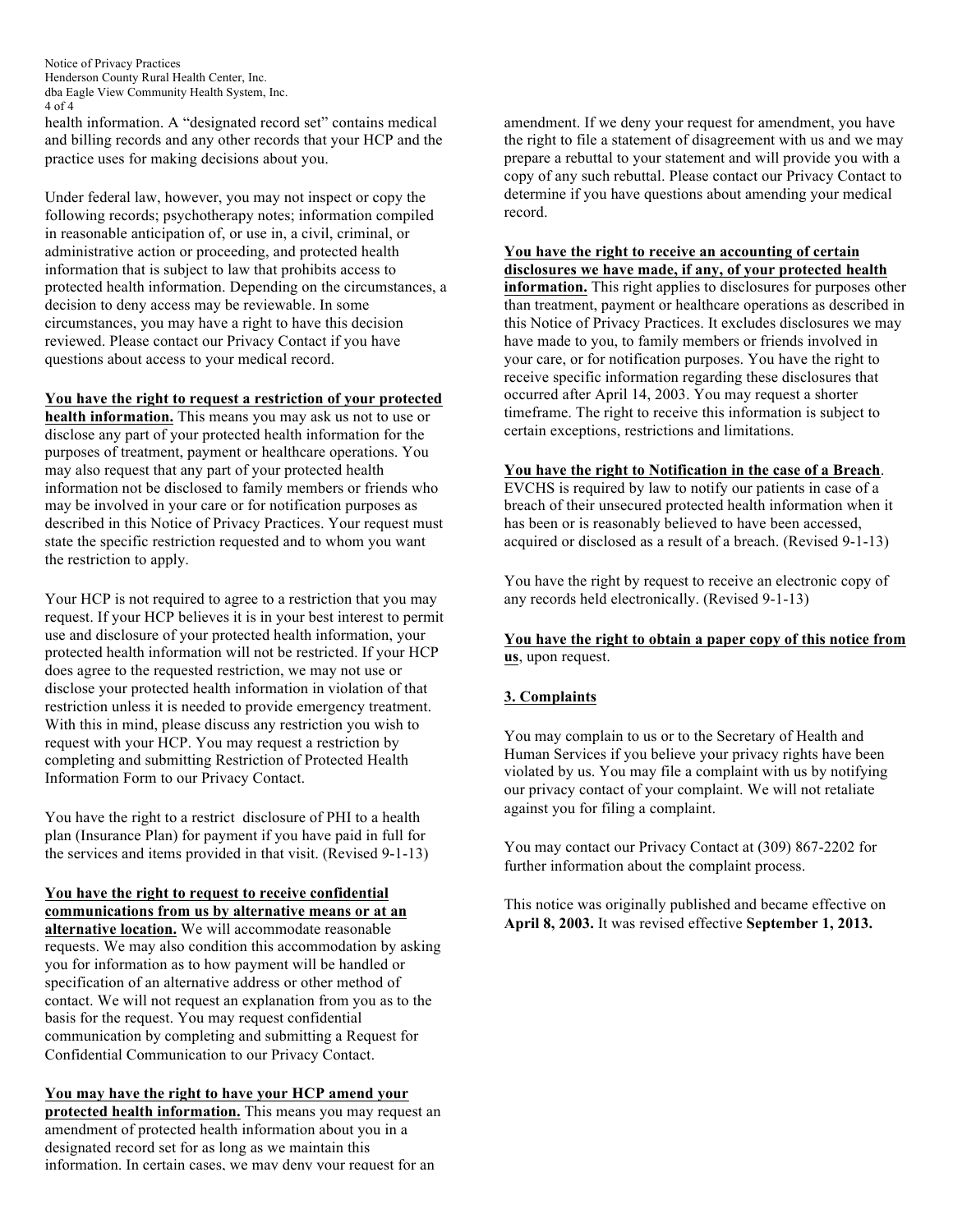health information. A "designated record set" contains medical and billing records and any other records that your HCP and the practice uses for making decisions about you.

Under federal law, however, you may not inspect or copy the following records; psychotherapy notes; information compiled in reasonable anticipation of, or use in, a civil, criminal, or administrative action or proceeding, and protected health information that is subject to law that prohibits access to protected health information. Depending on the circumstances, a decision to deny access may be reviewable. In some circumstances, you may have a right to have this decision reviewed. Please contact our Privacy Contact if you have questions about access to your medical record.

**You have the right to request a restriction of your protected health information.** This means you may ask us not to use or disclose any part of your protected health information for the purposes of treatment, payment or healthcare operations. You may also request that any part of your protected health information not be disclosed to family members or friends who may be involved in your care or for notification purposes as described in this Notice of Privacy Practices. Your request must state the specific restriction requested and to whom you want the restriction to apply.

Your HCP is not required to agree to a restriction that you may request. If your HCP believes it is in your best interest to permit use and disclosure of your protected health information, your protected health information will not be restricted. If your HCP does agree to the requested restriction, we may not use or disclose your protected health information in violation of that restriction unless it is needed to provide emergency treatment. With this in mind, please discuss any restriction you wish to request with your HCP. You may request a restriction by completing and submitting Restriction of Protected Health Information Form to our Privacy Contact.

You have the right to a restrict disclosure of PHI to a health plan (Insurance Plan) for payment if you have paid in full for the services and items provided in that visit. (Revised 9-1-13)

**You have the right to request to receive confidential communications from us by alternative means or at an alternative location.** We will accommodate reasonable requests. We may also condition this accommodation by asking you for information as to how payment will be handled or specification of an alternative address or other method of contact. We will not request an explanation from you as to the basis for the request. You may request confidential communication by completing and submitting a Request for Confidential Communication to our Privacy Contact.

**You may have the right to have your HCP amend your protected health information.** This means you may request an amendment of protected health information about you in a designated record set for as long as we maintain this information. In certain cases, we may deny your request for an amendment. If we deny your request for amendment, you have the right to file a statement of disagreement with us and we may prepare a rebuttal to your statement and will provide you with a copy of any such rebuttal. Please contact our Privacy Contact to determine if you have questions about amending your medical record.

**You have the right to receive an accounting of certain disclosures we have made, if any, of your protected health information.** This right applies to disclosures for purposes other than treatment, payment or healthcare operations as described in this Notice of Privacy Practices. It excludes disclosures we may have made to you, to family members or friends involved in your care, or for notification purposes. You have the right to receive specific information regarding these disclosures that occurred after April 14, 2003. You may request a shorter timeframe. The right to receive this information is subject to certain exceptions, restrictions and limitations.

**You have the right to Notification in the case of a Breach**. EVCHS is required by law to notify our patients in case of a breach of their unsecured protected health information when it has been or is reasonably believed to have been accessed, acquired or disclosed as a result of a breach. (Revised 9-1-13)

You have the right by request to receive an electronic copy of any records held electronically. (Revised 9-1-13)

**You have the right to obtain a paper copy of this notice from us**, upon request.

## 3. Complaints

You may complain to us or to the Secretary of Health and Human Services if you believe your privacy rights have been violated by us. You may file a complaint with us by notifying our privacy contact of your complaint. We will not retaliate against you for filing a complaint.

You may contact our Privacy Contact at (309) 867-2202 for further information about the complaint process.

This notice was originally published and became effective on **April 8, 2003.** It was revised effective **September 1, 2013.**